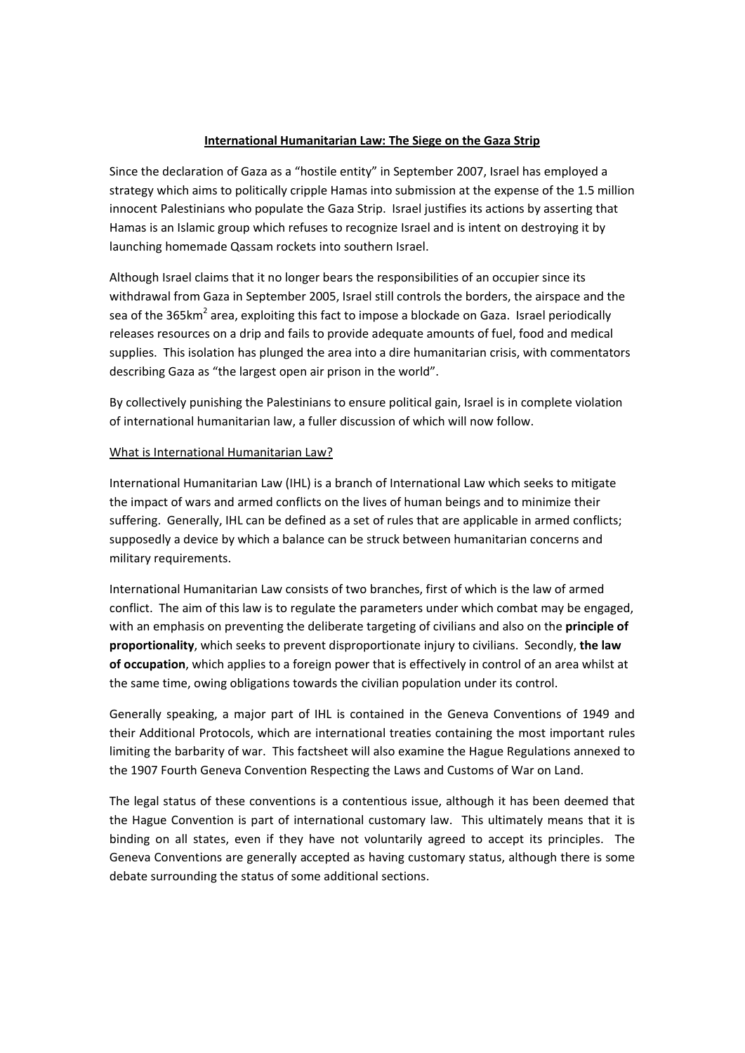# International Humanitarian Law: The Siege on the Gaza Strip

Since the declaration of Gaza as a "hostile entity" in September 2007, Israel has employed a strategy which aims to politically cripple Hamas into submission at the expense of the 1.5 million innocent Palestinians who populate the Gaza Strip. Israel justifies its actions by asserting that Hamas is an Islamic group which refuses to recognize Israel and is intent on destroying it by launching homemade Qassam rockets into southern Israel.

Although Israel claims that it no longer bears the responsibilities of an occupier since its withdrawal from Gaza in September 2005, Israel still controls the borders, the airspace and the sea of the 365km$^2$ area, exploiting this fact to impose a blockade on Gaza. Israel periodically releases resources on a drip and fails to provide adequate amounts of fuel, food and medical supplies. This isolation has plunged the area into a dire humanitarian crisis, with commentators describing Gaza as "the largest open air prison in the world".

By collectively punishing the Palestinians to ensure political gain, Israel is in complete violation of international humanitarian law, a fuller discussion of which will now follow.

## What is International Humanitarian Law?

International Humanitarian Law (IHL) is a branch of International Law which seeks to mitigate the impact of wars and armed conflicts on the lives of human beings and to minimize their suffering. Generally, IHL can be defined as a set of rules that are applicable in armed conflicts; supposedly a device by which a balance can be struck between humanitarian concerns and military requirements.

International Humanitarian Law consists of two branches, first of which is the law of armed conflict. The aim of this law is to regulate the parameters under which combat may be engaged, with an emphasis on preventing the deliberate targeting of civilians and also on the **principle of proportionality**, which seeks to prevent disproportionate injury to civilians. Secondly, **the law of occupation**, which applies to a foreign power that is effectively in control of an area whilst at the same time, owing obligations towards the civilian population under its control.

Generally speaking, a major part of IHL is contained in the Geneva Conventions of 1949 and their Additional Protocols, which are international treaties containing the most important rules limiting the barbarity of war. This factsheet will also examine the Hague Regulations annexed to the 1907 Fourth Geneva Convention Respecting the Laws and Customs of War on Land.

The legal status of these conventions is a contentious issue, although it has been deemed that the Hague Convention is part of international customary law. This ultimately means that it is binding on all states, even if they have not voluntarily agreed to accept its principles. The Geneva Conventions are generally accepted as having customary status, although there is some debate surrounding the status of some additional sections.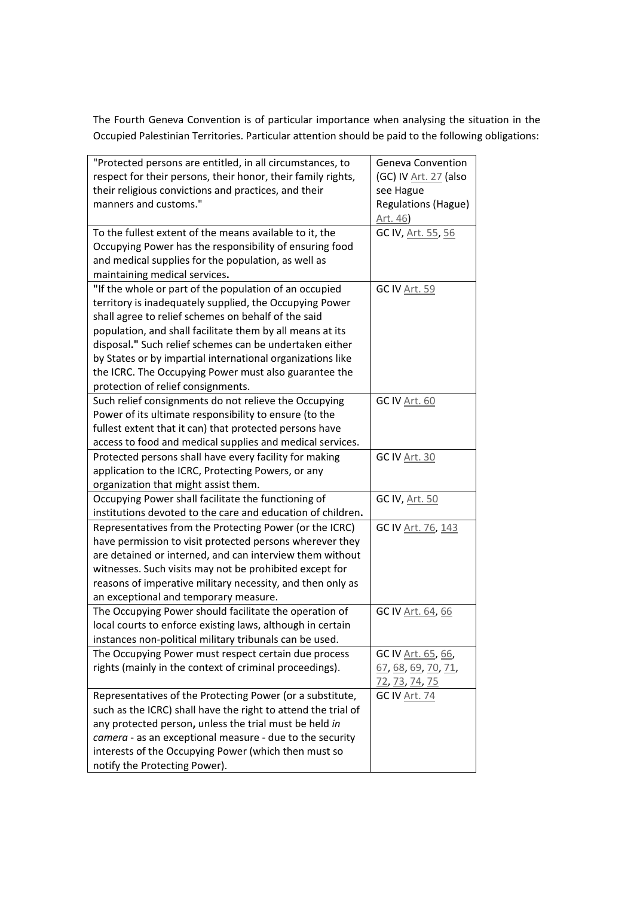The Fourth Geneva Convention is of particular importance when analysing the situation in the Occupied Palestinian Territories. Particular attention should be paid to the following obligations:

| | |
|---|---|
| "Protected persons are entitled, in all circumstances, to respect for their persons, their honor, their family rights, their religious convictions and practices, and their manners and customs." | Geneva Convention (GC) IV Art. 27 (also see Hague Regulations (Hague) Art. 46) |
| To the fullest extent of the means available to it, the Occupying Power has the responsibility of ensuring food and medical supplies for the population, as well as maintaining medical services**.** | GC IV, Art. 55, 56 |
| **"**If the whole or part of the population of an occupied territory is inadequately supplied, the Occupying Power shall agree to relief schemes on behalf of the said population, and shall facilitate them by all means at its disposal**."** Such relief schemes can be undertaken either by States or by impartial international organizations like the ICRC. The Occupying Power must also guarantee the protection of relief consignments. | GC IV Art. 59 |
| Such relief consignments do not relieve the Occupying Power of its ultimate responsibility to ensure (to the fullest extent that it can) that protected persons have access to food and medical supplies and medical services. | GC IV Art. 60 |
| Protected persons shall have every facility for making application to the ICRC, Protecting Powers, or any organization that might assist them. | GC IV Art. 30 |
| Occupying Power shall facilitate the functioning of institutions devoted to the care and education of children**.** | GC IV, Art. 50 |
| Representatives from the Protecting Power (or the ICRC) have permission to visit protected persons wherever they are detained or interned, and can interview them without witnesses. Such visits may not be prohibited except for reasons of imperative military necessity, and then only as an exceptional and temporary measure. | GC IV Art. 76, 143 |
| The Occupying Power should facilitate the operation of local courts to enforce existing laws, although in certain instances non-political military tribunals can be used. | GC IV Art. 64, 66 |
| The Occupying Power must respect certain due process rights (mainly in the context of criminal proceedings). | GC IV Art. 65, 66, 67, 68, 69, 70, 71, 72, 73, 74, 75 |
| Representatives of the Protecting Power (or a substitute, such as the ICRC) shall have the right to attend the trial of any protected person**,** unless the trial must be held *in camera* - as an exceptional measure - due to the security interests of the Occupying Power (which then must so notify the Protecting Power). | GC IV Art. 74 |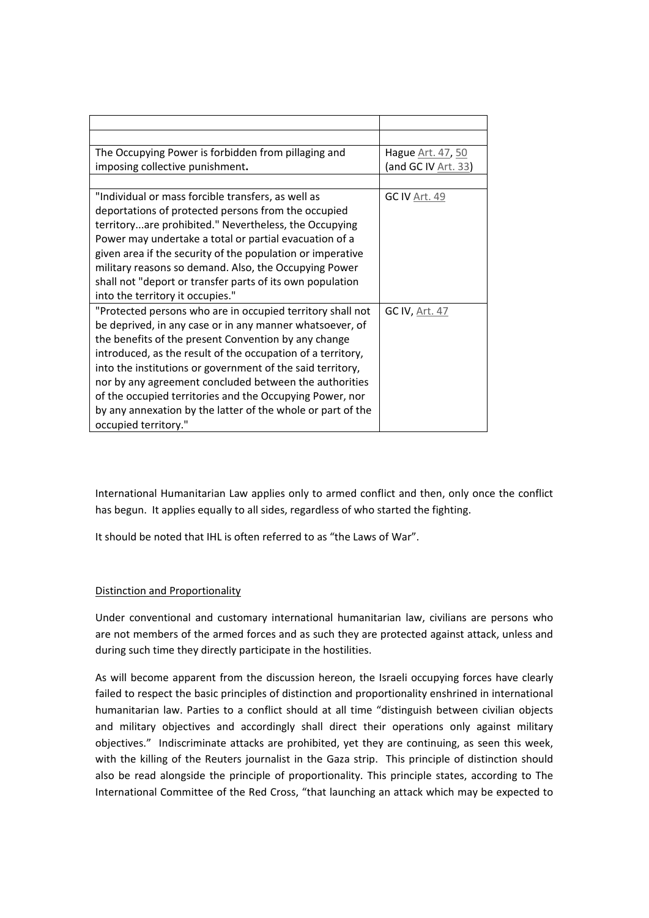| | |
|---|---|
| | |
| The Occupying Power is forbidden from pillaging and imposing collective punishment**.** | Hague Art. 47, 50 (and GC IV Art. 33) |
| | |
| "Individual or mass forcible transfers, as well as deportations of protected persons from the occupied territory...are prohibited." Nevertheless, the Occupying Power may undertake a total or partial evacuation of a given area if the security of the population or imperative military reasons so demand. Also, the Occupying Power shall not "deport or transfer parts of its own population into the territory it occupies." | GC IV Art. 49 |
| "Protected persons who are in occupied territory shall not be deprived, in any case or in any manner whatsoever, of the benefits of the present Convention by any change introduced, as the result of the occupation of a territory, into the institutions or government of the said territory, nor by any agreement concluded between the authorities of the occupied territories and the Occupying Power, nor by any annexation by the latter of the whole or part of the occupied territory." | GC IV, Art. 47 |

International Humanitarian Law applies only to armed conflict and then, only once the conflict has begun. It applies equally to all sides, regardless of who started the fighting.

It should be noted that IHL is often referred to as "the Laws of War".

<u>Distinction and Proportionality</u>

Under conventional and customary international humanitarian law, civilians are persons who are not members of the armed forces and as such they are protected against attack, unless and during such time they directly participate in the hostilities.

As will become apparent from the discussion hereon, the Israeli occupying forces have clearly failed to respect the basic principles of distinction and proportionality enshrined in international humanitarian law. Parties to a conflict should at all time "distinguish between civilian objects and military objectives and accordingly shall direct their operations only against military objectives." Indiscriminate attacks are prohibited, yet they are continuing, as seen this week, with the killing of the Reuters journalist in the Gaza strip. This principle of distinction should also be read alongside the principle of proportionality. This principle states, according to The International Committee of the Red Cross, "that launching an attack which may be expected to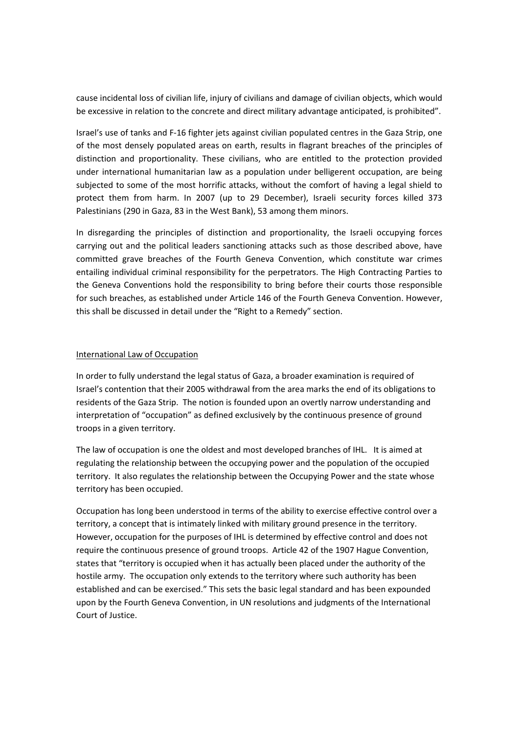cause incidental loss of civilian life, injury of civilians and damage of civilian objects, which would be excessive in relation to the concrete and direct military advantage anticipated, is prohibited".

Israel's use of tanks and F-16 fighter jets against civilian populated centres in the Gaza Strip, one of the most densely populated areas on earth, results in flagrant breaches of the principles of distinction and proportionality. These civilians, who are entitled to the protection provided under international humanitarian law as a population under belligerent occupation, are being subjected to some of the most horrific attacks, without the comfort of having a legal shield to protect them from harm. In 2007 (up to 29 December), Israeli security forces killed 373 Palestinians (290 in Gaza, 83 in the West Bank), 53 among them minors.

In disregarding the principles of distinction and proportionality, the Israeli occupying forces carrying out and the political leaders sanctioning attacks such as those described above, have committed grave breaches of the Fourth Geneva Convention, which constitute war crimes entailing individual criminal responsibility for the perpetrators. The High Contracting Parties to the Geneva Conventions hold the responsibility to bring before their courts those responsible for such breaches, as established under Article 146 of the Fourth Geneva Convention. However, this shall be discussed in detail under the "Right to a Remedy" section.

## International Law of Occupation

In order to fully understand the legal status of Gaza, a broader examination is required of Israel's contention that their 2005 withdrawal from the area marks the end of its obligations to residents of the Gaza Strip. The notion is founded upon an overtly narrow understanding and interpretation of "occupation" as defined exclusively by the continuous presence of ground troops in a given territory.

The law of occupation is one the oldest and most developed branches of IHL. It is aimed at regulating the relationship between the occupying power and the population of the occupied territory. It also regulates the relationship between the Occupying Power and the state whose territory has been occupied.

Occupation has long been understood in terms of the ability to exercise effective control over a territory, a concept that is intimately linked with military ground presence in the territory. However, occupation for the purposes of IHL is determined by effective control and does not require the continuous presence of ground troops. Article 42 of the 1907 Hague Convention, states that "territory is occupied when it has actually been placed under the authority of the hostile army. The occupation only extends to the territory where such authority has been established and can be exercised." This sets the basic legal standard and has been expounded upon by the Fourth Geneva Convention, in UN resolutions and judgments of the International Court of Justice.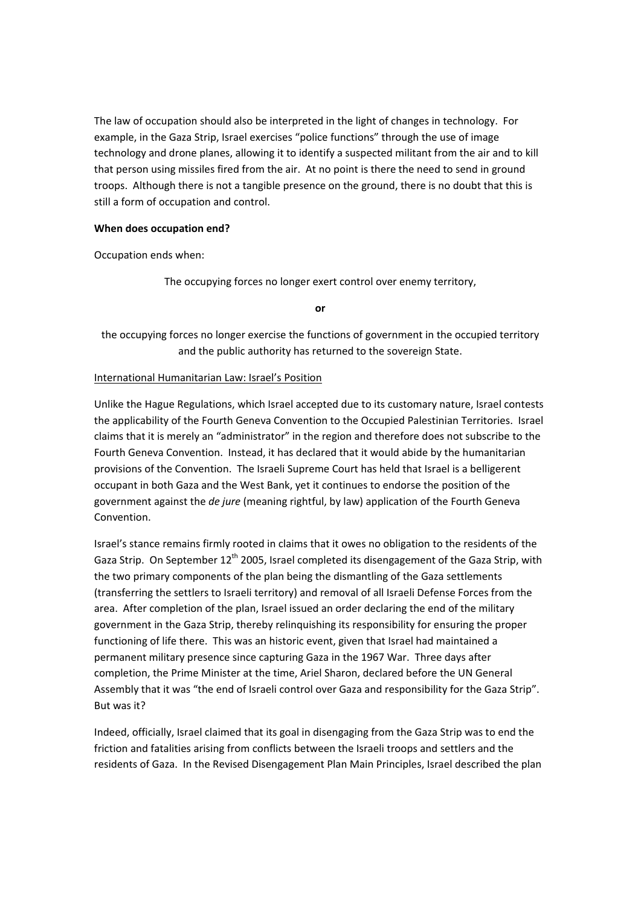The law of occupation should also be interpreted in the light of changes in technology. For example, in the Gaza Strip, Israel exercises "police functions" through the use of image technology and drone planes, allowing it to identify a suspected militant from the air and to kill that person using missiles fired from the air. At no point is there the need to send in ground troops. Although there is not a tangible presence on the ground, there is no doubt that this is still a form of occupation and control.

**When does occupation end?**

Occupation ends when:

The occupying forces no longer exert control over enemy territory,

**or**

the occupying forces no longer exercise the functions of government in the occupied territory and the public authority has returned to the sovereign State.

<u>International Humanitarian Law: Israel's Position</u>

Unlike the Hague Regulations, which Israel accepted due to its customary nature, Israel contests the applicability of the Fourth Geneva Convention to the Occupied Palestinian Territories. Israel claims that it is merely an "administrator" in the region and therefore does not subscribe to the Fourth Geneva Convention. Instead, it has declared that it would abide by the humanitarian provisions of the Convention. The Israeli Supreme Court has held that Israel is a belligerent occupant in both Gaza and the West Bank, yet it continues to endorse the position of the government against the *de jure* (meaning rightful, by law) application of the Fourth Geneva Convention.

Israel's stance remains firmly rooted in claims that it owes no obligation to the residents of the Gaza Strip. On September 12th 2005, Israel completed its disengagement of the Gaza Strip, with the two primary components of the plan being the dismantling of the Gaza settlements (transferring the settlers to Israeli territory) and removal of all Israeli Defense Forces from the area. After completion of the plan, Israel issued an order declaring the end of the military government in the Gaza Strip, thereby relinquishing its responsibility for ensuring the proper functioning of life there. This was an historic event, given that Israel had maintained a permanent military presence since capturing Gaza in the 1967 War. Three days after completion, the Prime Minister at the time, Ariel Sharon, declared before the UN General Assembly that it was "the end of Israeli control over Gaza and responsibility for the Gaza Strip". But was it?

Indeed, officially, Israel claimed that its goal in disengaging from the Gaza Strip was to end the friction and fatalities arising from conflicts between the Israeli troops and settlers and the residents of Gaza. In the Revised Disengagement Plan Main Principles, Israel described the plan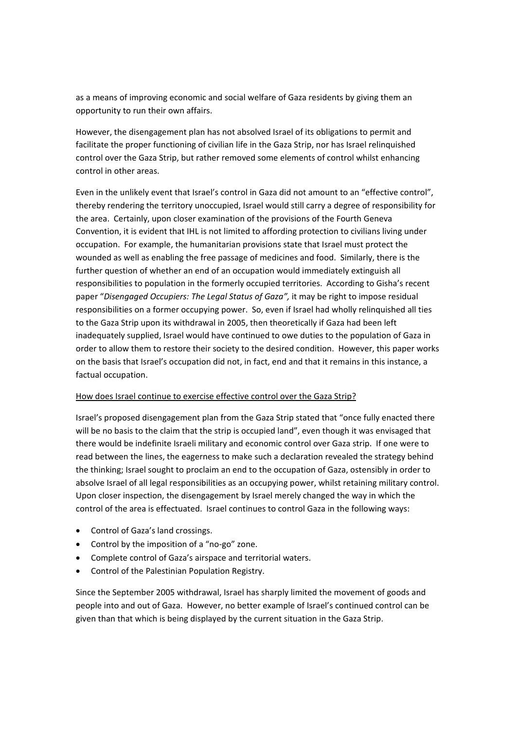as a means of improving economic and social welfare of Gaza residents by giving them an opportunity to run their own affairs.

However, the disengagement plan has not absolved Israel of its obligations to permit and facilitate the proper functioning of civilian life in the Gaza Strip, nor has Israel relinquished control over the Gaza Strip, but rather removed some elements of control whilst enhancing control in other areas.

Even in the unlikely event that Israel's control in Gaza did not amount to an "effective control", thereby rendering the territory unoccupied, Israel would still carry a degree of responsibility for the area. Certainly, upon closer examination of the provisions of the Fourth Geneva Convention, it is evident that IHL is not limited to affording protection to civilians living under occupation. For example, the humanitarian provisions state that Israel must protect the wounded as well as enabling the free passage of medicines and food. Similarly, there is the further question of whether an end of an occupation would immediately extinguish all responsibilities to population in the formerly occupied territories. According to Gisha's recent paper "*Disengaged Occupiers: The Legal Status of Gaza",* it may be right to impose residual responsibilities on a former occupying power. So, even if Israel had wholly relinquished all ties to the Gaza Strip upon its withdrawal in 2005, then theoretically if Gaza had been left inadequately supplied, Israel would have continued to owe duties to the population of Gaza in order to allow them to restore their society to the desired condition. However, this paper works on the basis that Israel's occupation did not, in fact, end and that it remains in this instance, a factual occupation.

<u>How does Israel continue to exercise effective control over the Gaza Strip?</u>

Israel's proposed disengagement plan from the Gaza Strip stated that "once fully enacted there will be no basis to the claim that the strip is occupied land", even though it was envisaged that there would be indefinite Israeli military and economic control over Gaza strip. If one were to read between the lines, the eagerness to make such a declaration revealed the strategy behind the thinking; Israel sought to proclaim an end to the occupation of Gaza, ostensibly in order to absolve Israel of all legal responsibilities as an occupying power, whilst retaining military control. Upon closer inspection, the disengagement by Israel merely changed the way in which the control of the area is effectuated. Israel continues to control Gaza in the following ways:

- Control of Gaza's land crossings.
- Control by the imposition of a "no-go" zone.
- Complete control of Gaza's airspace and territorial waters.
- Control of the Palestinian Population Registry.

Since the September 2005 withdrawal, Israel has sharply limited the movement of goods and people into and out of Gaza. However, no better example of Israel's continued control can be given than that which is being displayed by the current situation in the Gaza Strip.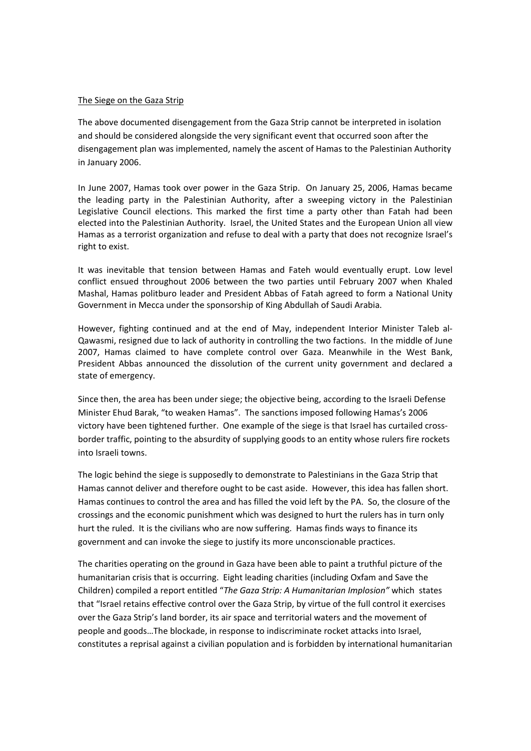The Siege on the Gaza Strip

The above documented disengagement from the Gaza Strip cannot be interpreted in isolation and should be considered alongside the very significant event that occurred soon after the disengagement plan was implemented, namely the ascent of Hamas to the Palestinian Authority in January 2006.

In June 2007, Hamas took over power in the Gaza Strip. On January 25, 2006, Hamas became the leading party in the Palestinian Authority, after a sweeping victory in the Palestinian Legislative Council elections. This marked the first time a party other than Fatah had been elected into the Palestinian Authority. Israel, the United States and the European Union all view Hamas as a terrorist organization and refuse to deal with a party that does not recognize Israel's right to exist.

It was inevitable that tension between Hamas and Fateh would eventually erupt. Low level conflict ensued throughout 2006 between the two parties until February 2007 when Khaled Mashal, Hamas politburo leader and President Abbas of Fatah agreed to form a National Unity Government in Mecca under the sponsorship of King Abdullah of Saudi Arabia.

However, fighting continued and at the end of May, independent Interior Minister Taleb al-Qawasmi, resigned due to lack of authority in controlling the two factions. In the middle of June 2007, Hamas claimed to have complete control over Gaza. Meanwhile in the West Bank, President Abbas announced the dissolution of the current unity government and declared a state of emergency.

Since then, the area has been under siege; the objective being, according to the Israeli Defense Minister Ehud Barak, "to weaken Hamas". The sanctions imposed following Hamas's 2006 victory have been tightened further. One example of the siege is that Israel has curtailed cross-border traffic, pointing to the absurdity of supplying goods to an entity whose rulers fire rockets into Israeli towns.

The logic behind the siege is supposedly to demonstrate to Palestinians in the Gaza Strip that Hamas cannot deliver and therefore ought to be cast aside. However, this idea has fallen short. Hamas continues to control the area and has filled the void left by the PA. So, the closure of the crossings and the economic punishment which was designed to hurt the rulers has in turn only hurt the ruled. It is the civilians who are now suffering. Hamas finds ways to finance its government and can invoke the siege to justify its more unconscionable practices.

The charities operating on the ground in Gaza have been able to paint a truthful picture of the humanitarian crisis that is occurring. Eight leading charities (including Oxfam and Save the Children) compiled a report entitled "*The Gaza Strip: A Humanitarian Implosion"* which states that "Israel retains effective control over the Gaza Strip, by virtue of the full control it exercises over the Gaza Strip's land border, its air space and territorial waters and the movement of people and goods…The blockade, in response to indiscriminate rocket attacks into Israel, constitutes a reprisal against a civilian population and is forbidden by international humanitarian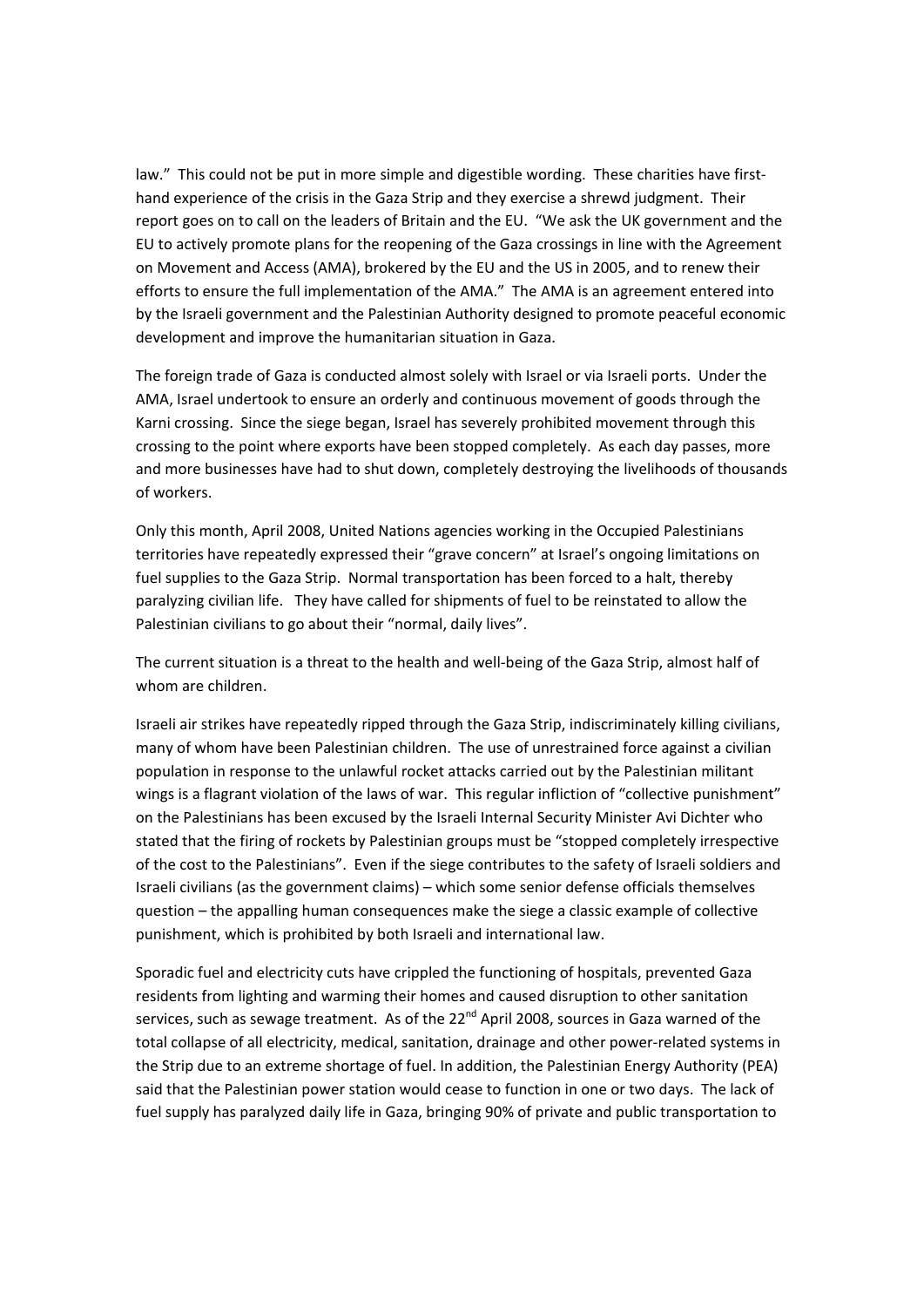law." This could not be put in more simple and digestible wording. These charities have first-hand experience of the crisis in the Gaza Strip and they exercise a shrewd judgment. Their report goes on to call on the leaders of Britain and the EU. "We ask the UK government and the EU to actively promote plans for the reopening of the Gaza crossings in line with the Agreement on Movement and Access (AMA), brokered by the EU and the US in 2005, and to renew their efforts to ensure the full implementation of the AMA." The AMA is an agreement entered into by the Israeli government and the Palestinian Authority designed to promote peaceful economic development and improve the humanitarian situation in Gaza.

The foreign trade of Gaza is conducted almost solely with Israel or via Israeli ports. Under the AMA, Israel undertook to ensure an orderly and continuous movement of goods through the Karni crossing. Since the siege began, Israel has severely prohibited movement through this crossing to the point where exports have been stopped completely. As each day passes, more and more businesses have had to shut down, completely destroying the livelihoods of thousands of workers.

Only this month, April 2008, United Nations agencies working in the Occupied Palestinians territories have repeatedly expressed their "grave concern" at Israel's ongoing limitations on fuel supplies to the Gaza Strip. Normal transportation has been forced to a halt, thereby paralyzing civilian life. They have called for shipments of fuel to be reinstated to allow the Palestinian civilians to go about their "normal, daily lives".

The current situation is a threat to the health and well-being of the Gaza Strip, almost half of whom are children.

Israeli air strikes have repeatedly ripped through the Gaza Strip, indiscriminately killing civilians, many of whom have been Palestinian children. The use of unrestrained force against a civilian population in response to the unlawful rocket attacks carried out by the Palestinian militant wings is a flagrant violation of the laws of war. This regular infliction of "collective punishment" on the Palestinians has been excused by the Israeli Internal Security Minister Avi Dichter who stated that the firing of rockets by Palestinian groups must be "stopped completely irrespective of the cost to the Palestinians". Even if the siege contributes to the safety of Israeli soldiers and Israeli civilians (as the government claims) – which some senior defense officials themselves question – the appalling human consequences make the siege a classic example of collective punishment, which is prohibited by both Israeli and international law.

Sporadic fuel and electricity cuts have crippled the functioning of hospitals, prevented Gaza residents from lighting and warming their homes and caused disruption to other sanitation services, such as sewage treatment. As of the 22nd April 2008, sources in Gaza warned of the total collapse of all electricity, medical, sanitation, drainage and other power-related systems in the Strip due to an extreme shortage of fuel. In addition, the Palestinian Energy Authority (PEA) said that the Palestinian power station would cease to function in one or two days. The lack of fuel supply has paralyzed daily life in Gaza, bringing 90% of private and public transportation to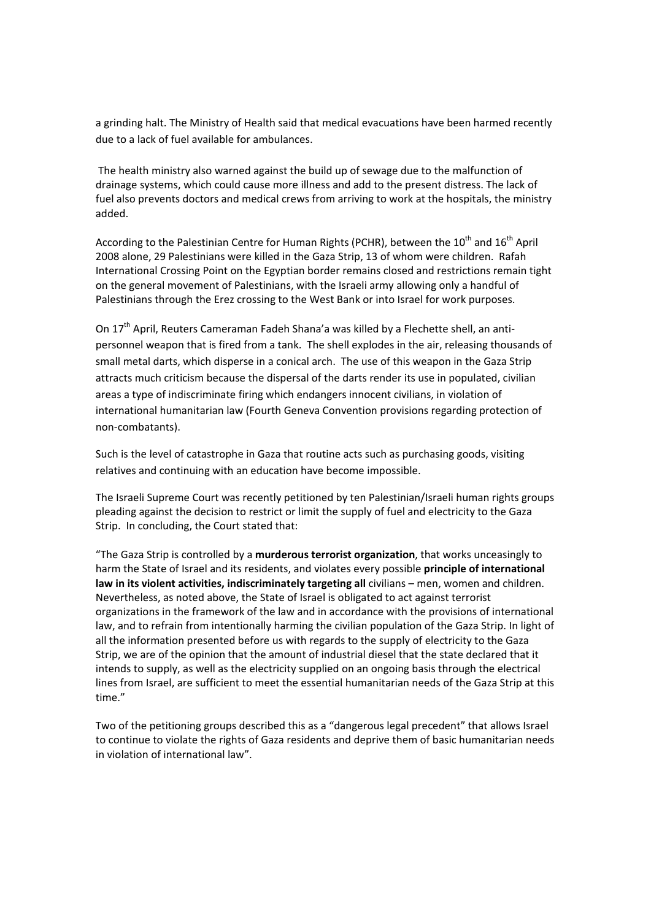a grinding halt. The Ministry of Health said that medical evacuations have been harmed recently due to a lack of fuel available for ambulances.

The health ministry also warned against the build up of sewage due to the malfunction of drainage systems, which could cause more illness and add to the present distress. The lack of fuel also prevents doctors and medical crews from arriving to work at the hospitals, the ministry added.

According to the Palestinian Centre for Human Rights (PCHR), between the 10th and 16th April 2008 alone, 29 Palestinians were killed in the Gaza Strip, 13 of whom were children. Rafah International Crossing Point on the Egyptian border remains closed and restrictions remain tight on the general movement of Palestinians, with the Israeli army allowing only a handful of Palestinians through the Erez crossing to the West Bank or into Israel for work purposes.

On 17th April, Reuters Cameraman Fadeh Shana'a was killed by a Flechette shell, an anti-personnel weapon that is fired from a tank. The shell explodes in the air, releasing thousands of small metal darts, which disperse in a conical arch. The use of this weapon in the Gaza Strip attracts much criticism because the dispersal of the darts render its use in populated, civilian areas a type of indiscriminate firing which endangers innocent civilians, in violation of international humanitarian law (Fourth Geneva Convention provisions regarding protection of non-combatants).

Such is the level of catastrophe in Gaza that routine acts such as purchasing goods, visiting relatives and continuing with an education have become impossible.

The Israeli Supreme Court was recently petitioned by ten Palestinian/Israeli human rights groups pleading against the decision to restrict or limit the supply of fuel and electricity to the Gaza Strip. In concluding, the Court stated that:

"The Gaza Strip is controlled by a **murderous terrorist organization**, that works unceasingly to harm the State of Israel and its residents, and violates every possible **principle of international law in its violent activities, indiscriminately targeting all** civilians – men, women and children. Nevertheless, as noted above, the State of Israel is obligated to act against terrorist organizations in the framework of the law and in accordance with the provisions of international law, and to refrain from intentionally harming the civilian population of the Gaza Strip. In light of all the information presented before us with regards to the supply of electricity to the Gaza Strip, we are of the opinion that the amount of industrial diesel that the state declared that it intends to supply, as well as the electricity supplied on an ongoing basis through the electrical lines from Israel, are sufficient to meet the essential humanitarian needs of the Gaza Strip at this time."

Two of the petitioning groups described this as a "dangerous legal precedent" that allows Israel to continue to violate the rights of Gaza residents and deprive them of basic humanitarian needs in violation of international law".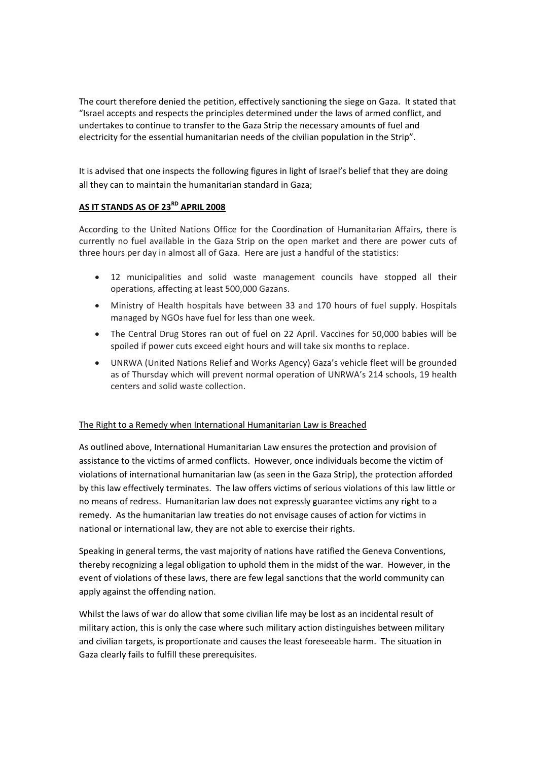The court therefore denied the petition, effectively sanctioning the siege on Gaza. It stated that "Israel accepts and respects the principles determined under the laws of armed conflict, and undertakes to continue to transfer to the Gaza Strip the necessary amounts of fuel and electricity for the essential humanitarian needs of the civilian population in the Strip".

It is advised that one inspects the following figures in light of Israel's belief that they are doing all they can to maintain the humanitarian standard in Gaza;

**AS IT STANDS AS OF 23RD APRIL 2008**

According to the United Nations Office for the Coordination of Humanitarian Affairs, there is currently no fuel available in the Gaza Strip on the open market and there are power cuts of three hours per day in almost all of Gaza. Here are just a handful of the statistics:

- 12 municipalities and solid waste management councils have stopped all their operations, affecting at least 500,000 Gazans.
- Ministry of Health hospitals have between 33 and 170 hours of fuel supply. Hospitals managed by NGOs have fuel for less than one week.
- The Central Drug Stores ran out of fuel on 22 April. Vaccines for 50,000 babies will be spoiled if power cuts exceed eight hours and will take six months to replace.
- UNRWA (United Nations Relief and Works Agency) Gaza's vehicle fleet will be grounded as of Thursday which will prevent normal operation of UNRWA's 214 schools, 19 health centers and solid waste collection.

The Right to a Remedy when International Humanitarian Law is Breached

As outlined above, International Humanitarian Law ensures the protection and provision of assistance to the victims of armed conflicts. However, once individuals become the victim of violations of international humanitarian law (as seen in the Gaza Strip), the protection afforded by this law effectively terminates. The law offers victims of serious violations of this law little or no means of redress. Humanitarian law does not expressly guarantee victims any right to a remedy. As the humanitarian law treaties do not envisage causes of action for victims in national or international law, they are not able to exercise their rights.

Speaking in general terms, the vast majority of nations have ratified the Geneva Conventions, thereby recognizing a legal obligation to uphold them in the midst of the war. However, in the event of violations of these laws, there are few legal sanctions that the world community can apply against the offending nation.

Whilst the laws of war do allow that some civilian life may be lost as an incidental result of military action, this is only the case where such military action distinguishes between military and civilian targets, is proportionate and causes the least foreseeable harm. The situation in Gaza clearly fails to fulfill these prerequisites.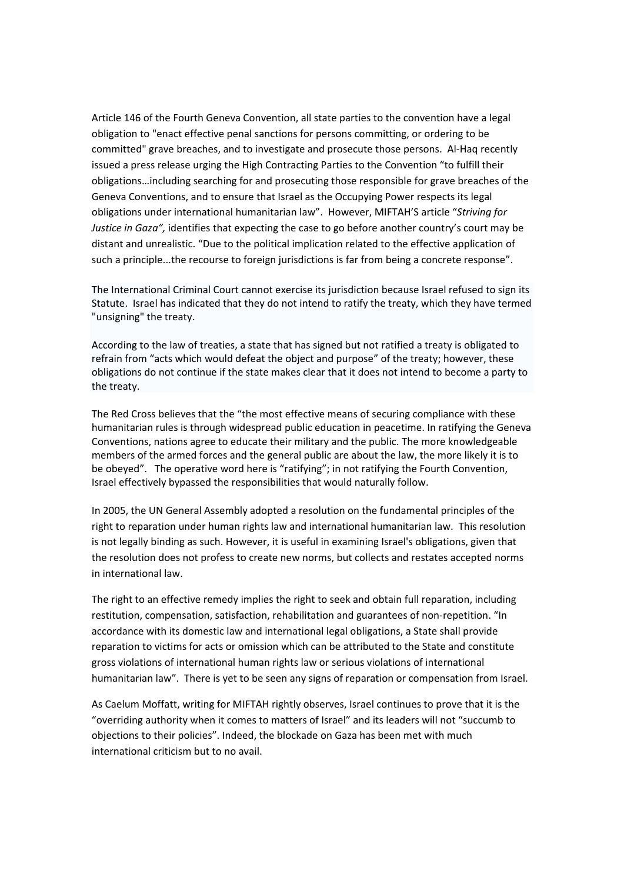Article 146 of the Fourth Geneva Convention, all state parties to the convention have a legal obligation to "enact effective penal sanctions for persons committing, or ordering to be committed" grave breaches, and to investigate and prosecute those persons. Al-Haq recently issued a press release urging the High Contracting Parties to the Convention "to fulfill their obligations…including searching for and prosecuting those responsible for grave breaches of the Geneva Conventions, and to ensure that Israel as the Occupying Power respects its legal obligations under international humanitarian law". However, MIFTAH'S article "*Striving for Justice in Gaza",* identifies that expecting the case to go before another country's court may be distant and unrealistic. "Due to the political implication related to the effective application of such a principle...the recourse to foreign jurisdictions is far from being a concrete response".

The International Criminal Court cannot exercise its jurisdiction because Israel refused to sign its Statute. Israel has indicated that they do not intend to ratify the treaty, which they have termed "unsigning" the treaty.

According to the law of treaties, a state that has signed but not ratified a treaty is obligated to refrain from "acts which would defeat the object and purpose" of the treaty; however, these obligations do not continue if the state makes clear that it does not intend to become a party to the treaty.

The Red Cross believes that the "the most effective means of securing compliance with these humanitarian rules is through widespread public education in peacetime. In ratifying the Geneva Conventions, nations agree to educate their military and the public. The more knowledgeable members of the armed forces and the general public are about the law, the more likely it is to be obeyed". The operative word here is "ratifying"; in not ratifying the Fourth Convention, Israel effectively bypassed the responsibilities that would naturally follow.

In 2005, the UN General Assembly adopted a resolution on the fundamental principles of the right to reparation under human rights law and international humanitarian law. This resolution is not legally binding as such. However, it is useful in examining Israel's obligations, given that the resolution does not profess to create new norms, but collects and restates accepted norms in international law.

The right to an effective remedy implies the right to seek and obtain full reparation, including restitution, compensation, satisfaction, rehabilitation and guarantees of non-repetition. "In accordance with its domestic law and international legal obligations, a State shall provide reparation to victims for acts or omission which can be attributed to the State and constitute gross violations of international human rights law or serious violations of international humanitarian law". There is yet to be seen any signs of reparation or compensation from Israel.

As Caelum Moffatt, writing for MIFTAH rightly observes, Israel continues to prove that it is the "overriding authority when it comes to matters of Israel" and its leaders will not "succumb to objections to their policies". Indeed, the blockade on Gaza has been met with much international criticism but to no avail.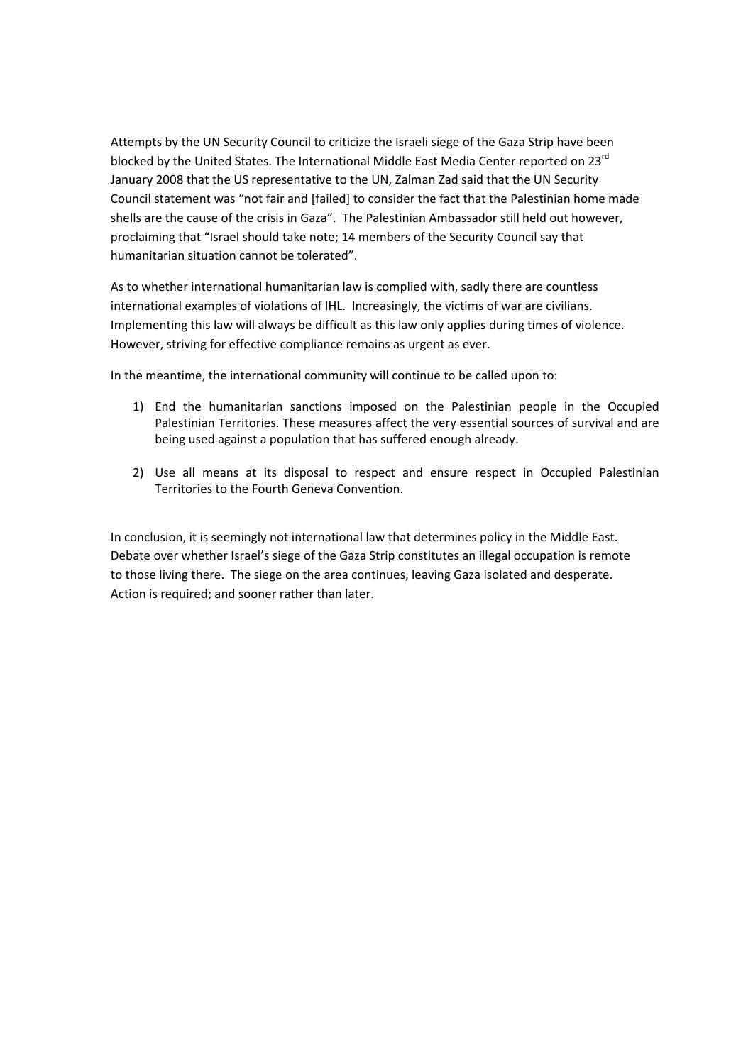Attempts by the UN Security Council to criticize the Israeli siege of the Gaza Strip have been blocked by the United States. The International Middle East Media Center reported on 23rd January 2008 that the US representative to the UN, Zalman Zad said that the UN Security Council statement was "not fair and [failed] to consider the fact that the Palestinian home made shells are the cause of the crisis in Gaza". The Palestinian Ambassador still held out however, proclaiming that "Israel should take note; 14 members of the Security Council say that humanitarian situation cannot be tolerated".

As to whether international humanitarian law is complied with, sadly there are countless international examples of violations of IHL. Increasingly, the victims of war are civilians. Implementing this law will always be difficult as this law only applies during times of violence. However, striving for effective compliance remains as urgent as ever.

In the meantime, the international community will continue to be called upon to:

1) End the humanitarian sanctions imposed on the Palestinian people in the Occupied Palestinian Territories. These measures affect the very essential sources of survival and are being used against a population that has suffered enough already.

2) Use all means at its disposal to respect and ensure respect in Occupied Palestinian Territories to the Fourth Geneva Convention.

In conclusion, it is seemingly not international law that determines policy in the Middle East. Debate over whether Israel's siege of the Gaza Strip constitutes an illegal occupation is remote to those living there. The siege on the area continues, leaving Gaza isolated and desperate. Action is required; and sooner rather than later.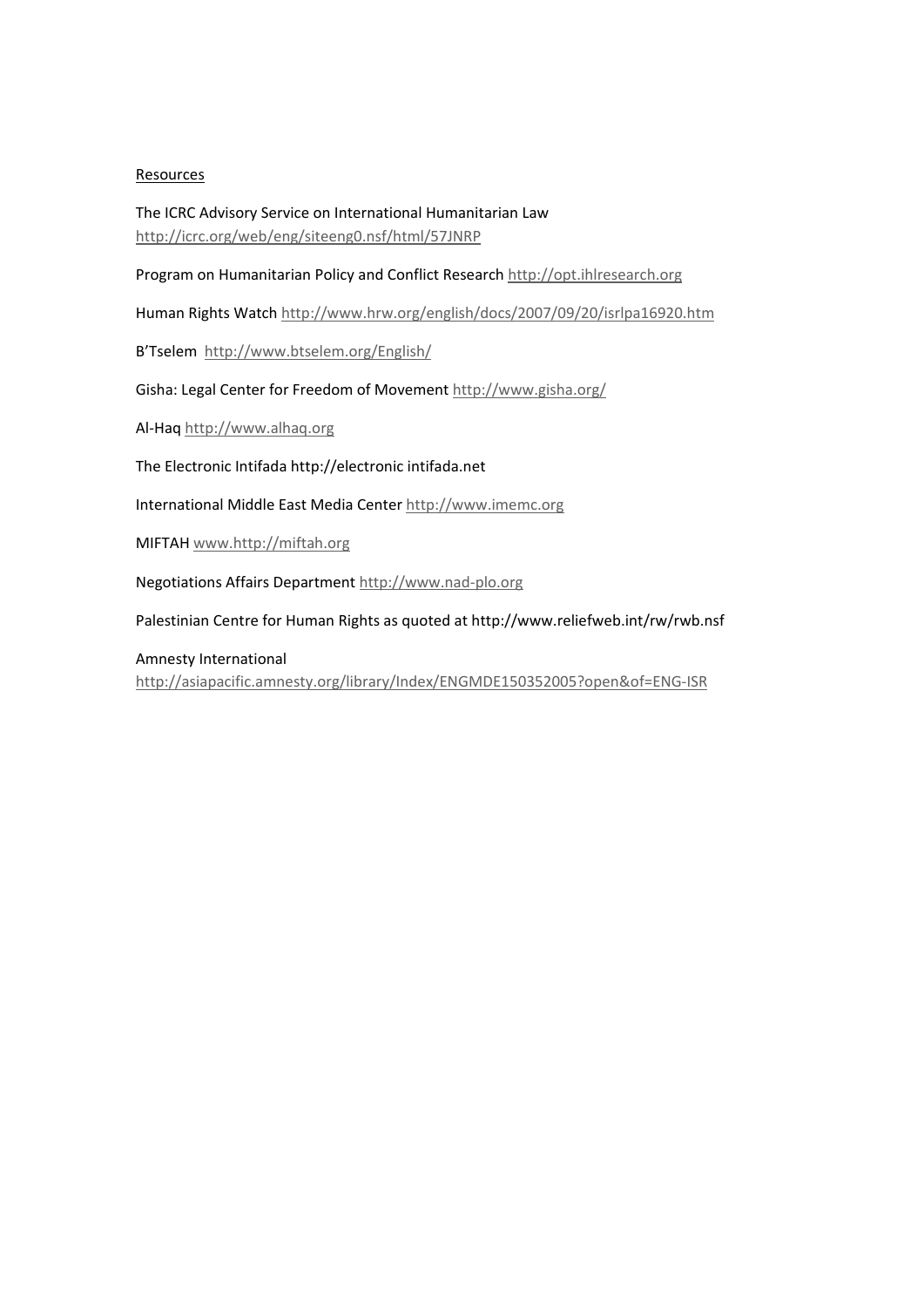Resources

The ICRC Advisory Service on International Humanitarian Law
http://icrc.org/web/eng/siteeng0.nsf/html/57JNRP

Program on Humanitarian Policy and Conflict Research http://opt.ihlresearch.org

Human Rights Watch http://www.hrw.org/english/docs/2007/09/20/isrlpa16920.htm

B'Tselem http://www.btselem.org/English/

Gisha: Legal Center for Freedom of Movement http://www.gisha.org/

Al-Haq http://www.alhaq.org

The Electronic Intifada http://electronic intifada.net

International Middle East Media Center http://www.imemc.org

MIFTAH www.http://miftah.org

Negotiations Affairs Department http://www.nad-plo.org

Palestinian Centre for Human Rights as quoted at http://www.reliefweb.int/rw/rwb.nsf

Amnesty International
http://asiapacific.amnesty.org/library/Index/ENGMDE150352005?open&of=ENG-ISR